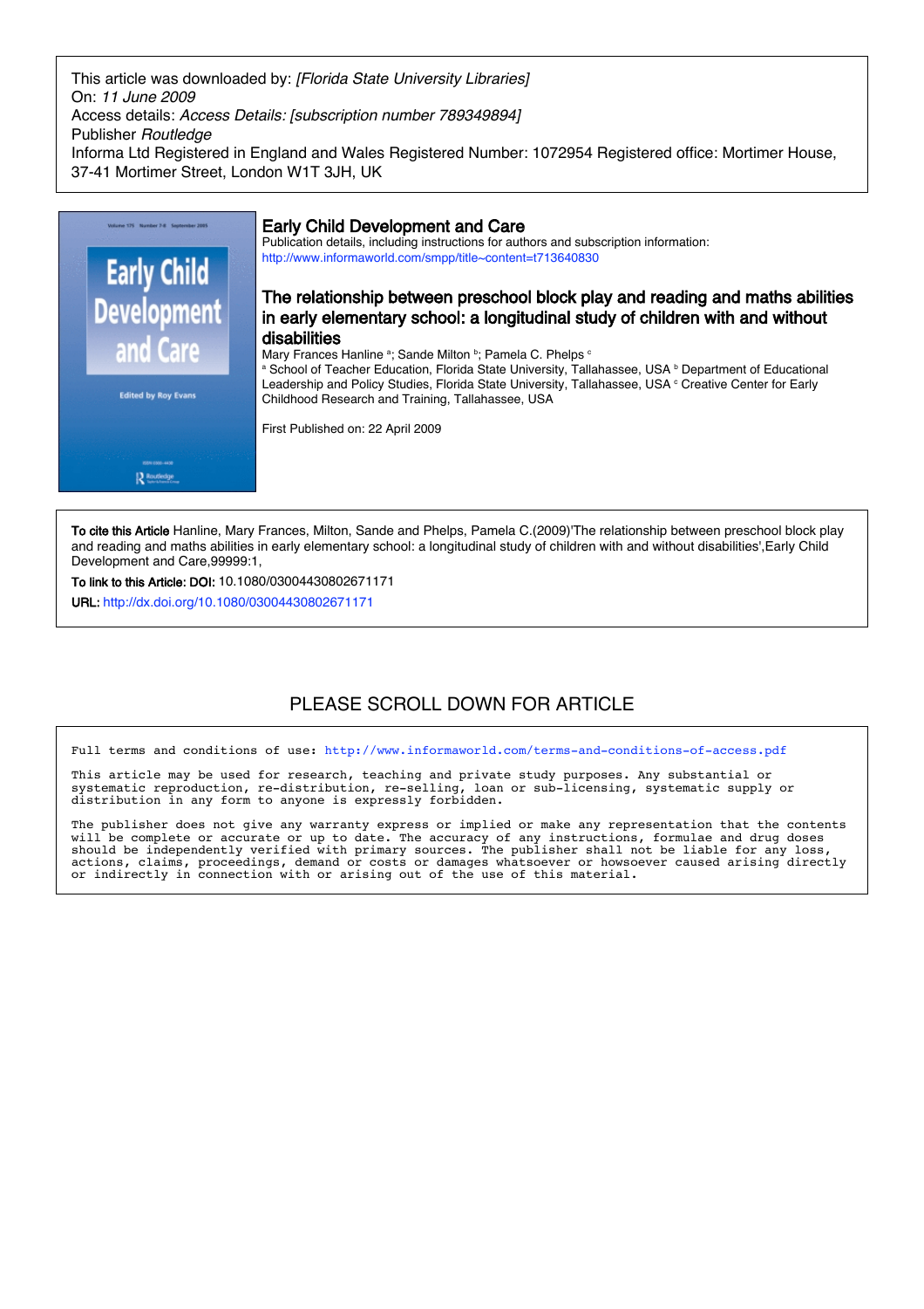This article was downloaded by: *[Florida State University Libraries]*
On: *11 June 2009*
Access details: *Access Details: [subscription number 789349894]*
Publisher *Routledge*
Informa Ltd Registered in England and Wales Registered Number: 1072954 Registered office: Mortimer House, 37-41 Mortimer Street, London W1T 3JH, UK

## Early Child Development and Care

Publication details, including instructions for authors and subscription information:
http://www.informaworld.com/smpp/title~content=t713640830

# The relationship between preschool block play and reading and maths abilities in early elementary school: a longitudinal study of children with and without disabilities

Mary Frances Hanline [a]; Sande Milton [b]; Pamela C. Phelps [c]

[a] School of Teacher Education, Florida State University, Tallahassee, USA [b] Department of Educational Leadership and Policy Studies, Florida State University, Tallahassee, USA [c] Creative Center for Early Childhood Research and Training, Tallahassee, USA

First Published on: 22 April 2009

**To cite this Article** Hanline, Mary Frances, Milton, Sande and Phelps, Pamela C.(2009)'The relationship between preschool block play and reading and maths abilities in early elementary school: a longitudinal study of children with and without disabilities',Early Child Development and Care,99999:1,

**To link to this Article: DOI:** 10.1080/03004430802671171

**URL:** http://dx.doi.org/10.1080/03004430802671171

PLEASE SCROLL DOWN FOR ARTICLE

Full terms and conditions of use: http://www.informaworld.com/terms-and-conditions-of-access.pdf

This article may be used for research, teaching and private study purposes. Any substantial or systematic reproduction, re-distribution, re-selling, loan or sub-licensing, systematic supply or distribution in any form to anyone is expressly forbidden.

The publisher does not give any warranty express or implied or make any representation that the contents will be complete or accurate or up to date. The accuracy of any instructions, formulae and drug doses should be independently verified with primary sources. The publisher shall not be liable for any loss, actions, claims, proceedings, demand or costs or damages whatsoever or howsoever caused arising directly or indirectly in connection with or arising out of the use of this material.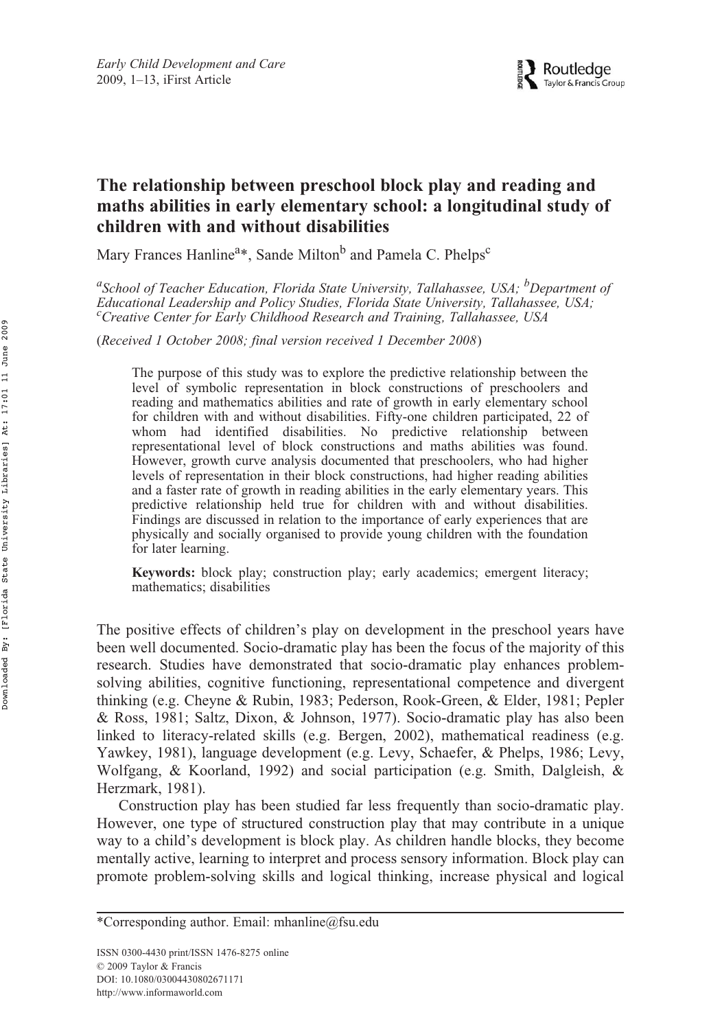# The relationship between preschool block play and reading and maths abilities in early elementary school: a longitudinal study of children with and without disabilities

Mary Frances Hanline[a]*, Sande Milton[b] and Pamela C. Phelps[c]

[a]*School of Teacher Education, Florida State University, Tallahassee, USA;* [b]*Department of Educational Leadership and Policy Studies, Florida State University, Tallahassee, USA;* [c]*Creative Center for Early Childhood Research and Training, Tallahassee, USA*

(*Received 1 October 2008; final version received 1 December 2008*)

> The purpose of this study was to explore the predictive relationship between the level of symbolic representation in block constructions of preschoolers and reading and mathematics abilities and rate of growth in early elementary school for children with and without disabilities. Fifty-one children participated, 22 of whom had identified disabilities. No predictive relationship between representational level of block constructions and maths abilities was found. However, growth curve analysis documented that preschoolers, who had higher levels of representation in their block constructions, had higher reading abilities and a faster rate of growth in reading abilities in the early elementary years. This predictive relationship held true for children with and without disabilities. Findings are discussed in relation to the importance of early experiences that are physically and socially organised to provide young children with the foundation for later learning.
>
> **Keywords:** block play; construction play; early academics; emergent literacy; mathematics; disabilities

The positive effects of children's play on development in the preschool years have been well documented. Socio-dramatic play has been the focus of the majority of this research. Studies have demonstrated that socio-dramatic play enhances problem-solving abilities, cognitive functioning, representational competence and divergent thinking (e.g. Cheyne & Rubin, 1983; Pederson, Rook-Green, & Elder, 1981; Pepler & Ross, 1981; Saltz, Dixon, & Johnson, 1977). Socio-dramatic play has also been linked to literacy-related skills (e.g. Bergen, 2002), mathematical readiness (e.g. Yawkey, 1981), language development (e.g. Levy, Schaefer, & Phelps, 1986; Levy, Wolfgang, & Koorland, 1992) and social participation (e.g. Smith, Dalgleish, & Herzmark, 1981).

Construction play has been studied far less frequently than socio-dramatic play. However, one type of structured construction play that may contribute in a unique way to a child's development is block play. As children handle blocks, they become mentally active, learning to interpret and process sensory information. Block play can promote problem-solving skills and logical thinking, increase physical and logical

*Corresponding author. Email: mhanline@fsu.edu

ISSN 0300-4430 print/ISSN 1476-8275 online
© 2009 Taylor & Francis
DOI: 10.1080/03004430802671171
http://www.informaworld.com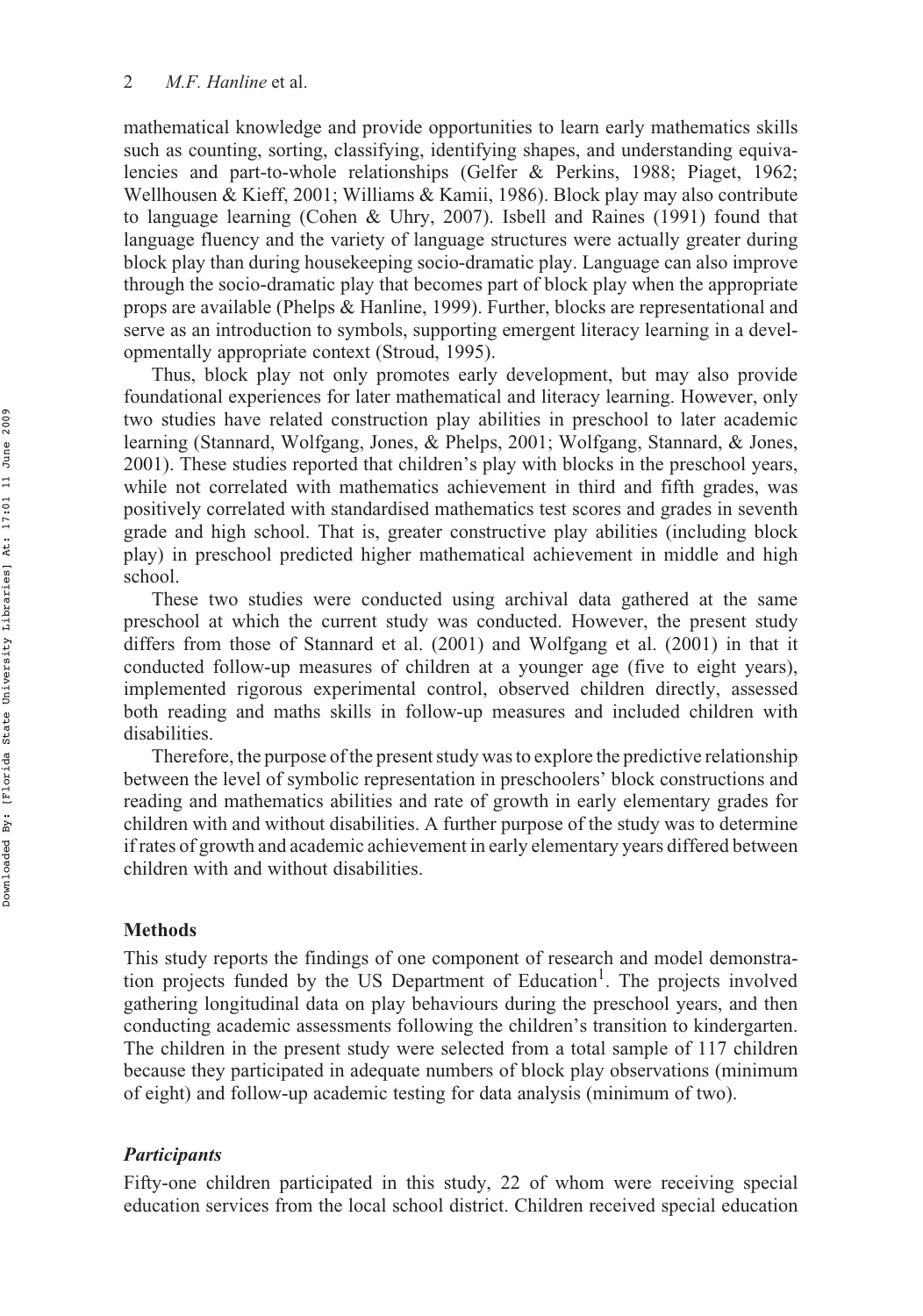mathematical knowledge and provide opportunities to learn early mathematics skills such as counting, sorting, classifying, identifying shapes, and understanding equivalencies and part-to-whole relationships (Gelfer & Perkins, 1988; Piaget, 1962; Wellhousen & Kieff, 2001; Williams & Kamii, 1986). Block play may also contribute to language learning (Cohen & Uhry, 2007). Isbell and Raines (1991) found that language fluency and the variety of language structures were actually greater during block play than during housekeeping socio-dramatic play. Language can also improve through the socio-dramatic play that becomes part of block play when the appropriate props are available (Phelps & Hanline, 1999). Further, blocks are representational and serve as an introduction to symbols, supporting emergent literacy learning in a developmentally appropriate context (Stroud, 1995).

Thus, block play not only promotes early development, but may also provide foundational experiences for later mathematical and literacy learning. However, only two studies have related construction play abilities in preschool to later academic learning (Stannard, Wolfgang, Jones, & Phelps, 2001; Wolfgang, Stannard, & Jones, 2001). These studies reported that children's play with blocks in the preschool years, while not correlated with mathematics achievement in third and fifth grades, was positively correlated with standardised mathematics test scores and grades in seventh grade and high school. That is, greater constructive play abilities (including block play) in preschool predicted higher mathematical achievement in middle and high school.

These two studies were conducted using archival data gathered at the same preschool at which the current study was conducted. However, the present study differs from those of Stannard et al. (2001) and Wolfgang et al. (2001) in that it conducted follow-up measures of children at a younger age (five to eight years), implemented rigorous experimental control, observed children directly, assessed both reading and maths skills in follow-up measures and included children with disabilities.

Therefore, the purpose of the present study was to explore the predictive relationship between the level of symbolic representation in preschoolers' block constructions and reading and mathematics abilities and rate of growth in early elementary grades for children with and without disabilities. A further purpose of the study was to determine if rates of growth and academic achievement in early elementary years differed between children with and without disabilities.

## Methods

This study reports the findings of one component of research and model demonstration projects funded by the US Department of Education[1]. The projects involved gathering longitudinal data on play behaviours during the preschool years, and then conducting academic assessments following the children's transition to kindergarten. The children in the present study were selected from a total sample of 117 children because they participated in adequate numbers of block play observations (minimum of eight) and follow-up academic testing for data analysis (minimum of two).

### *Participants*

Fifty-one children participated in this study, 22 of whom were receiving special education services from the local school district. Children received special education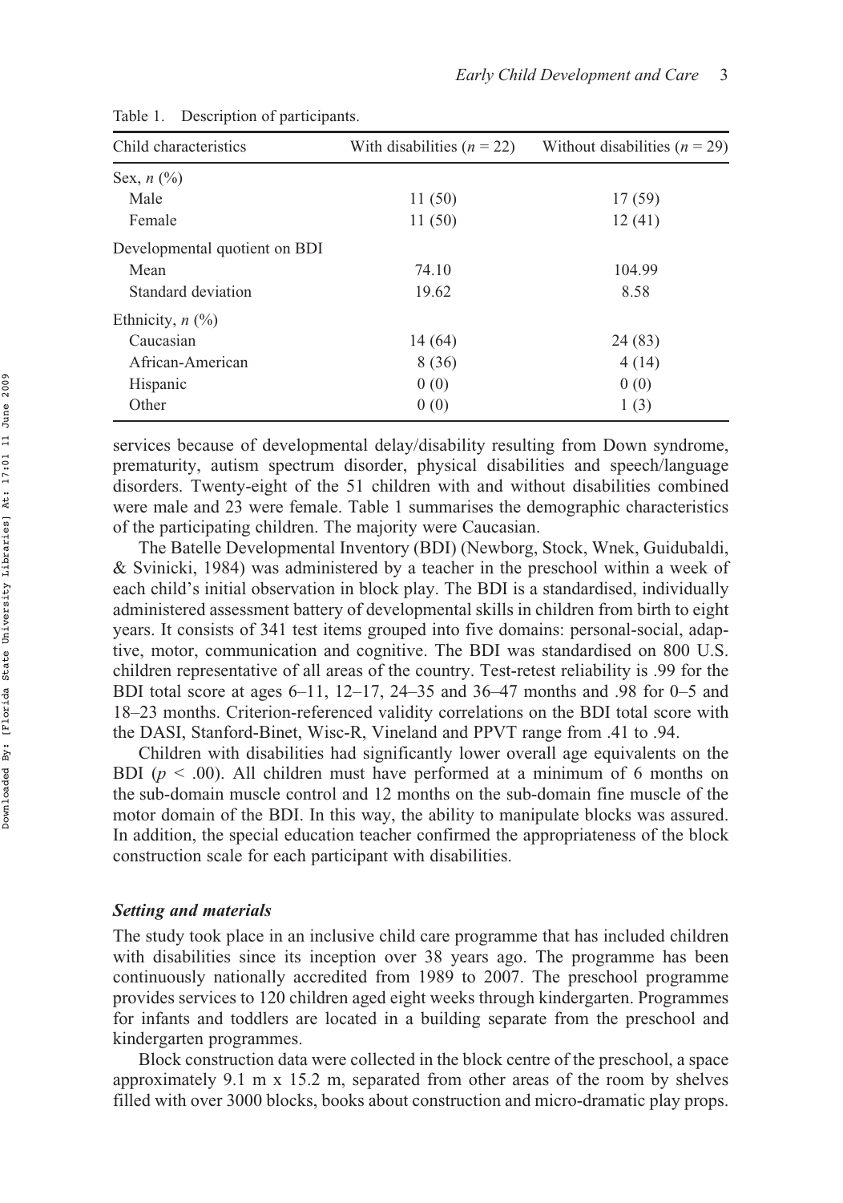Table 1. Description of participants.

| Child characteristics | With disabilities ($n$ = 22) | Without disabilities ($n$ = 29) |
|---|---|---|
| Sex, $n$ (%) | | |
| Male | 11 (50) | 17 (59) |
| Female | 11 (50) | 12 (41) |
| Developmental quotient on BDI | | |
| Mean | 74.10 | 104.99 |
| Standard deviation | 19.62 | 8.58 |
| Ethnicity, $n$ (%) | | |
| Caucasian | 14 (64) | 24 (83) |
| African-American | 8 (36) | 4 (14) |
| Hispanic | 0 (0) | 0 (0) |
| Other | 0 (0) | 1 (3) |

services because of developmental delay/disability resulting from Down syndrome, prematurity, autism spectrum disorder, physical disabilities and speech/language disorders. Twenty-eight of the 51 children with and without disabilities combined were male and 23 were female. Table 1 summarises the demographic characteristics of the participating children. The majority were Caucasian.

The Batelle Developmental Inventory (BDI) (Newborg, Stock, Wnek, Guidubaldi, & Svinicki, 1984) was administered by a teacher in the preschool within a week of each child's initial observation in block play. The BDI is a standardised, individually administered assessment battery of developmental skills in children from birth to eight years. It consists of 341 test items grouped into five domains: personal-social, adaptive, motor, communication and cognitive. The BDI was standardised on 800 U.S. children representative of all areas of the country. Test-retest reliability is .99 for the BDI total score at ages 6–11, 12–17, 24–35 and 36–47 months and .98 for 0–5 and 18–23 months. Criterion-referenced validity correlations on the BDI total score with the DASI, Stanford-Binet, Wisc-R, Vineland and PPVT range from .41 to .94.

Children with disabilities had significantly lower overall age equivalents on the BDI ($p < .00$). All children must have performed at a minimum of 6 months on the sub-domain muscle control and 12 months on the sub-domain fine muscle of the motor domain of the BDI. In this way, the ability to manipulate blocks was assured. In addition, the special education teacher confirmed the appropriateness of the block construction scale for each participant with disabilities.

### *Setting and materials*

The study took place in an inclusive child care programme that has included children with disabilities since its inception over 38 years ago. The programme has been continuously nationally accredited from 1989 to 2007. The preschool programme provides services to 120 children aged eight weeks through kindergarten. Programmes for infants and toddlers are located in a building separate from the preschool and kindergarten programmes.

Block construction data were collected in the block centre of the preschool, a space approximately 9.1 m x 15.2 m, separated from other areas of the room by shelves filled with over 3000 blocks, books about construction and micro-dramatic play props.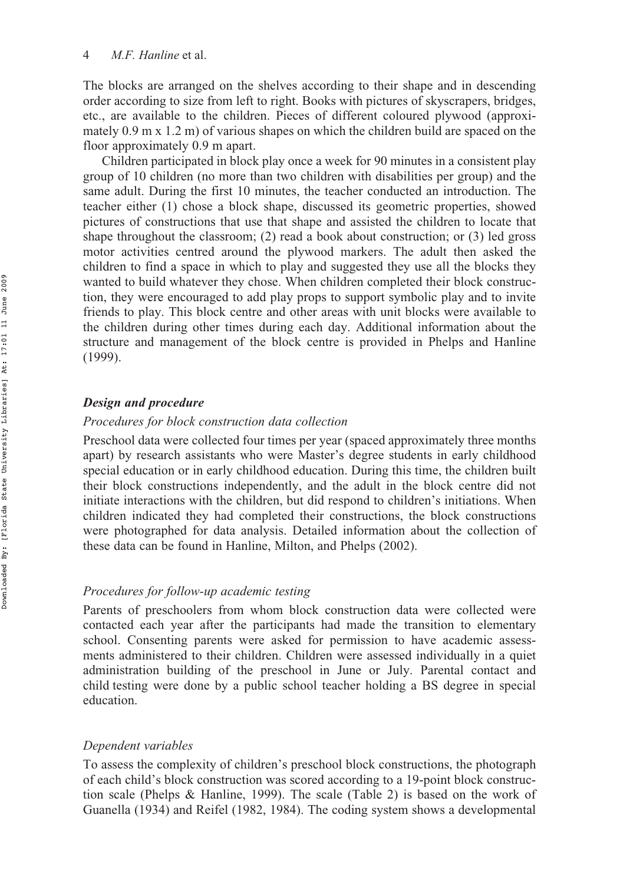The blocks are arranged on the shelves according to their shape and in descending order according to size from left to right. Books with pictures of skyscrapers, bridges, etc., are available to the children. Pieces of different coloured plywood (approximately 0.9 m x 1.2 m) of various shapes on which the children build are spaced on the floor approximately 0.9 m apart.

Children participated in block play once a week for 90 minutes in a consistent play group of 10 children (no more than two children with disabilities per group) and the same adult. During the first 10 minutes, the teacher conducted an introduction. The teacher either (1) chose a block shape, discussed its geometric properties, showed pictures of constructions that use that shape and assisted the children to locate that shape throughout the classroom; (2) read a book about construction; or (3) led gross motor activities centred around the plywood markers. The adult then asked the children to find a space in which to play and suggested they use all the blocks they wanted to build whatever they chose. When children completed their block construction, they were encouraged to add play props to support symbolic play and to invite friends to play. This block centre and other areas with unit blocks were available to the children during other times during each day. Additional information about the structure and management of the block centre is provided in Phelps and Hanline (1999).

### *Design and procedure*

#### *Procedures for block construction data collection*

Preschool data were collected four times per year (spaced approximately three months apart) by research assistants who were Master's degree students in early childhood special education or in early childhood education. During this time, the children built their block constructions independently, and the adult in the block centre did not initiate interactions with the children, but did respond to children's initiations. When children indicated they had completed their constructions, the block constructions were photographed for data analysis. Detailed information about the collection of these data can be found in Hanline, Milton, and Phelps (2002).

#### *Procedures for follow-up academic testing*

Parents of preschoolers from whom block construction data were collected were contacted each year after the participants had made the transition to elementary school. Consenting parents were asked for permission to have academic assessments administered to their children. Children were assessed individually in a quiet administration building of the preschool in June or July. Parental contact and child testing were done by a public school teacher holding a BS degree in special education.

#### *Dependent variables*

To assess the complexity of children's preschool block constructions, the photograph of each child's block construction was scored according to a 19-point block construction scale (Phelps & Hanline, 1999). The scale (Table 2) is based on the work of Guanella (1934) and Reifel (1982, 1984). The coding system shows a developmental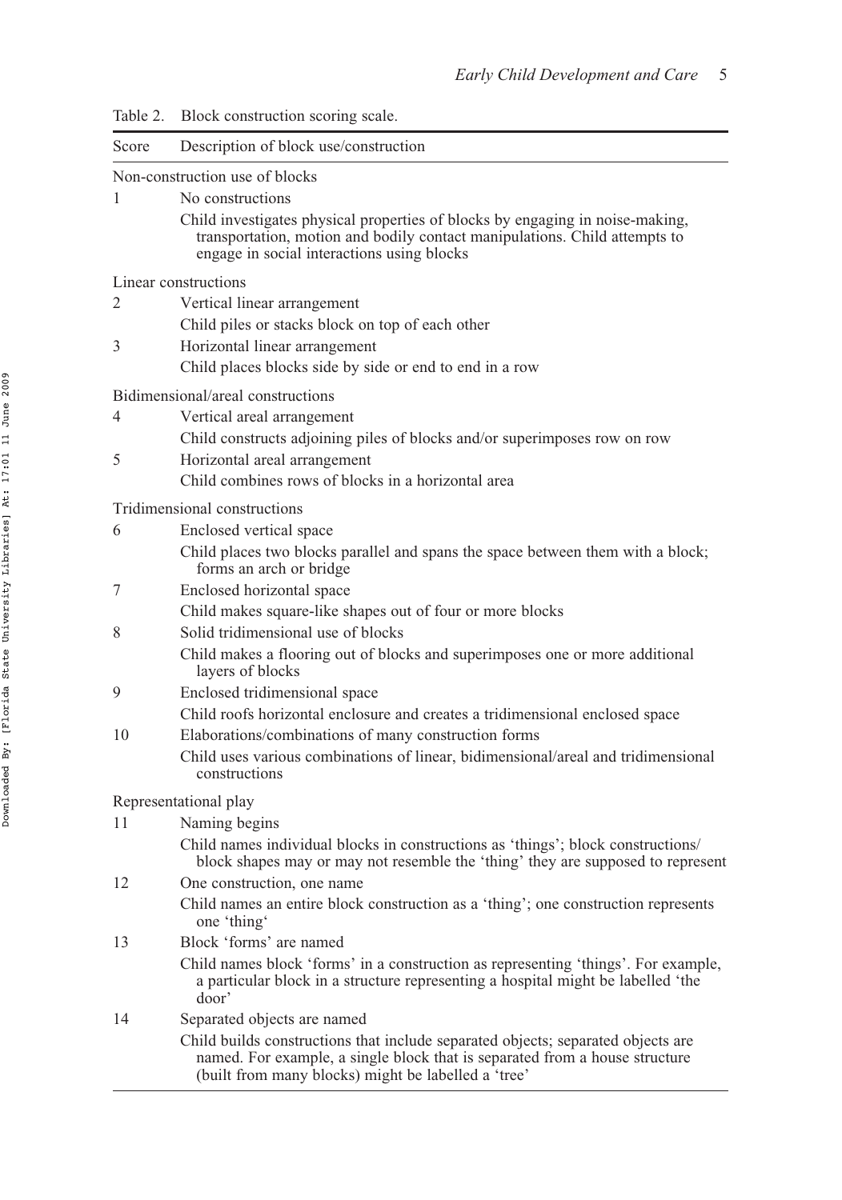Table 2. Block construction scoring scale.

| Score | Description of block use/construction |
|---|---|
| Non-construction use of blocks | |
| 1 | No constructions<br>Child investigates physical properties of blocks by engaging in noise-making, transportation, motion and bodily contact manipulations. Child attempts to engage in social interactions using blocks |
| Linear constructions | |
| 2 | Vertical linear arrangement<br>Child piles or stacks block on top of each other |
| 3 | Horizontal linear arrangement<br>Child places blocks side by side or end to end in a row |
| Bidimensional/areal constructions | |
| 4 | Vertical areal arrangement<br>Child constructs adjoining piles of blocks and/or superimposes row on row |
| 5 | Horizontal areal arrangement<br>Child combines rows of blocks in a horizontal area |
| Tridimensional constructions | |
| 6 | Enclosed vertical space<br>Child places two blocks parallel and spans the space between them with a block; forms an arch or bridge |
| 7 | Enclosed horizontal space<br>Child makes square-like shapes out of four or more blocks |
| 8 | Solid tridimensional use of blocks<br>Child makes a flooring out of blocks and superimposes one or more additional layers of blocks |
| 9 | Enclosed tridimensional space<br>Child roofs horizontal enclosure and creates a tridimensional enclosed space |
| 10 | Elaborations/combinations of many construction forms<br>Child uses various combinations of linear, bidimensional/areal and tridimensional constructions |
| Representational play | |
| 11 | Naming begins<br>Child names individual blocks in constructions as 'things'; block constructions/block shapes may or may not resemble the 'thing' they are supposed to represent |
| 12 | One construction, one name<br>Child names an entire block construction as a 'thing'; one construction represents one 'thing' |
| 13 | Block 'forms' are named<br>Child names block 'forms' in a construction as representing 'things'. For example, a particular block in a structure representing a hospital might be labelled 'the door' |
| 14 | Separated objects are named<br>Child builds constructions that include separated objects; separated objects are named. For example, a single block that is separated from a house structure (built from many blocks) might be labelled a 'tree' |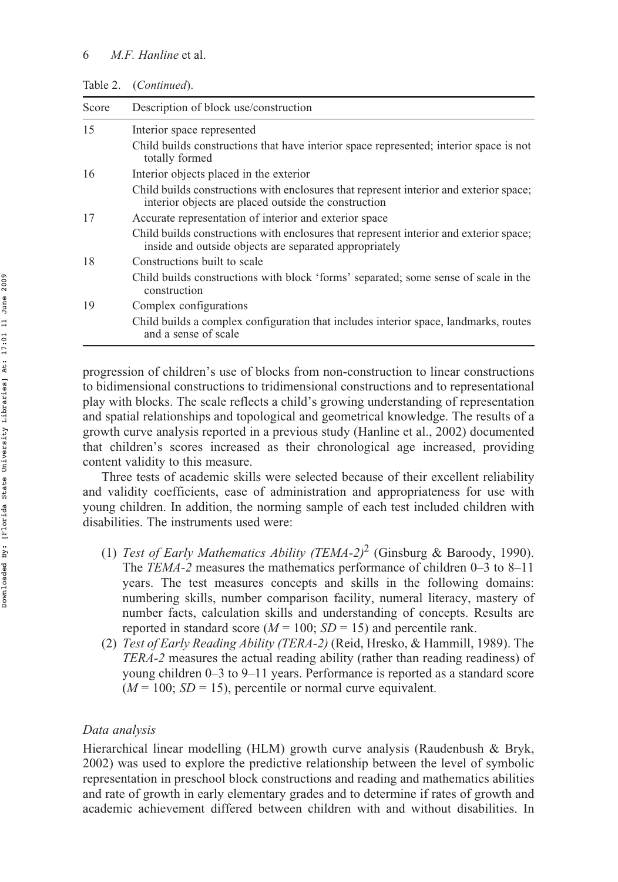Table 2. (*Continued*).

| Score | Description of block use/construction |
|---|---|
| 15 | Interior space represented<br>Child builds constructions that have interior space represented; interior space is not totally formed |
| 16 | Interior objects placed in the exterior<br>Child builds constructions with enclosures that represent interior and exterior space; interior objects are placed outside the construction |
| 17 | Accurate representation of interior and exterior space<br>Child builds constructions with enclosures that represent interior and exterior space; inside and outside objects are separated appropriately |
| 18 | Constructions built to scale<br>Child builds constructions with block 'forms' separated; some sense of scale in the construction |
| 19 | Complex configurations<br>Child builds a complex configuration that includes interior space, landmarks, routes and a sense of scale |

progression of children's use of blocks from non-construction to linear constructions to bidimensional constructions to tridimensional constructions and to representational play with blocks. The scale reflects a child's growing understanding of representation and spatial relationships and topological and geometrical knowledge. The results of a growth curve analysis reported in a previous study (Hanline et al., 2002) documented that children's scores increased as their chronological age increased, providing content validity to this measure.

Three tests of academic skills were selected because of their excellent reliability and validity coefficients, ease of administration and appropriateness for use with young children. In addition, the norming sample of each test included children with disabilities. The instruments used were:

(1) *Test of Early Mathematics Ability (TEMA-2)*[2] (Ginsburg & Baroody, 1990). The *TEMA-2* measures the mathematics performance of children 0–3 to 8–11 years. The test measures concepts and skills in the following domains: numbering skills, number comparison facility, numeral literacy, mastery of number facts, calculation skills and understanding of concepts. Results are reported in standard score ($M = 100$; $SD = 15$) and percentile rank.

(2) *Test of Early Reading Ability (TERA-2)* (Reid, Hresko, & Hammill, 1989). The *TERA-2* measures the actual reading ability (rather than reading readiness) of young children 0–3 to 9–11 years. Performance is reported as a standard score ($M = 100$; $SD = 15$), percentile or normal curve equivalent.

### *Data analysis*

Hierarchical linear modelling (HLM) growth curve analysis (Raudenbush & Bryk, 2002) was used to explore the predictive relationship between the level of symbolic representation in preschool block constructions and reading and mathematics abilities and rate of growth in early elementary grades and to determine if rates of growth and academic achievement differed between children with and without disabilities. In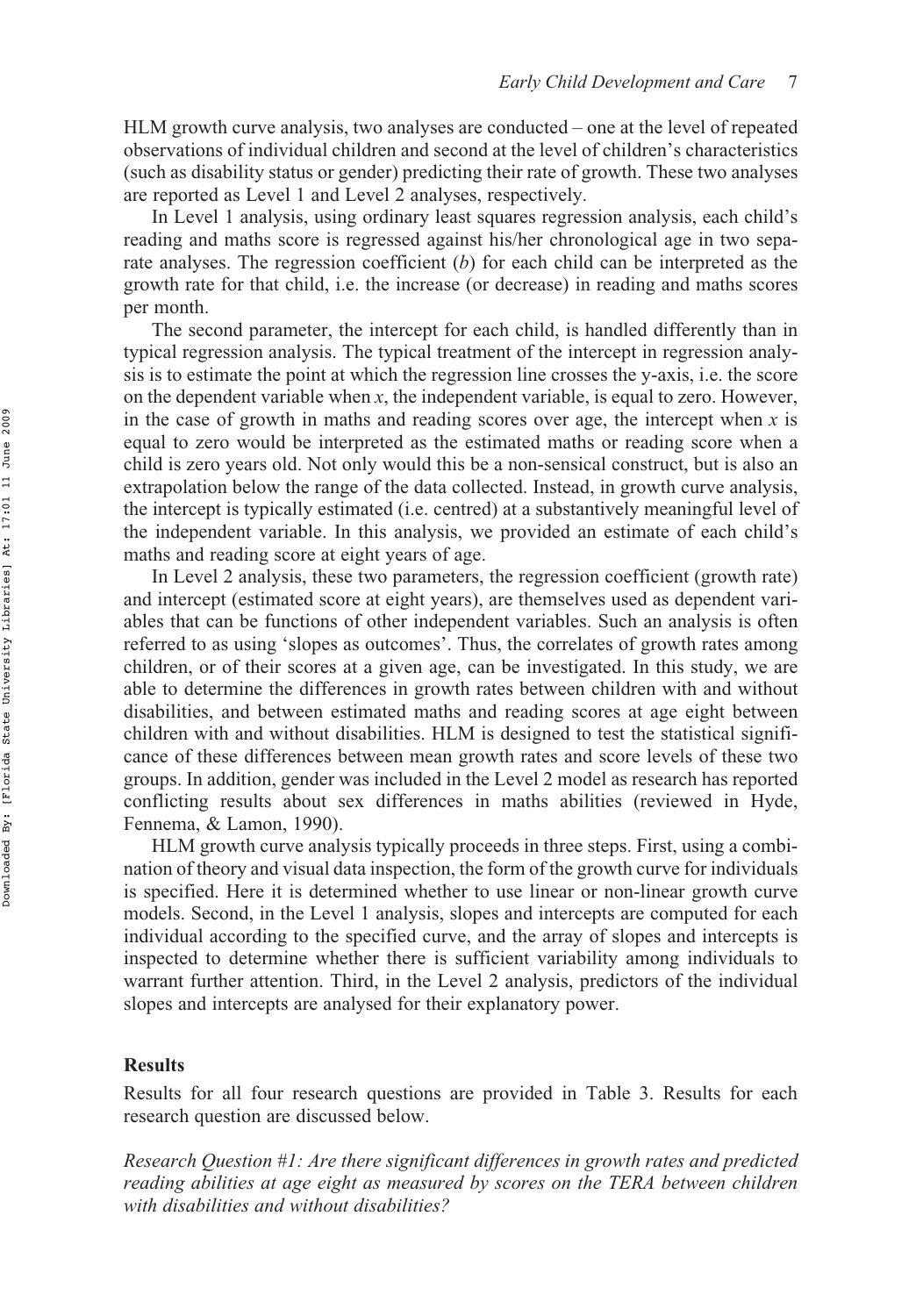HLM growth curve analysis, two analyses are conducted – one at the level of repeated observations of individual children and second at the level of children's characteristics (such as disability status or gender) predicting their rate of growth. These two analyses are reported as Level 1 and Level 2 analyses, respectively.

In Level 1 analysis, using ordinary least squares regression analysis, each child's reading and maths score is regressed against his/her chronological age in two separate analyses. The regression coefficient ($b$) for each child can be interpreted as the growth rate for that child, i.e. the increase (or decrease) in reading and maths scores per month.

The second parameter, the intercept for each child, is handled differently than in typical regression analysis. The typical treatment of the intercept in regression analysis is to estimate the point at which the regression line crosses the y-axis, i.e. the score on the dependent variable when $x$, the independent variable, is equal to zero. However, in the case of growth in maths and reading scores over age, the intercept when $x$ is equal to zero would be interpreted as the estimated maths or reading score when a child is zero years old. Not only would this be a non-sensical construct, but is also an extrapolation below the range of the data collected. Instead, in growth curve analysis, the intercept is typically estimated (i.e. centred) at a substantively meaningful level of the independent variable. In this analysis, we provided an estimate of each child's maths and reading score at eight years of age.

In Level 2 analysis, these two parameters, the regression coefficient (growth rate) and intercept (estimated score at eight years), are themselves used as dependent variables that can be functions of other independent variables. Such an analysis is often referred to as using 'slopes as outcomes'. Thus, the correlates of growth rates among children, or of their scores at a given age, can be investigated. In this study, we are able to determine the differences in growth rates between children with and without disabilities, and between estimated maths and reading scores at age eight between children with and without disabilities. HLM is designed to test the statistical significance of these differences between mean growth rates and score levels of these two groups. In addition, gender was included in the Level 2 model as research has reported conflicting results about sex differences in maths abilities (reviewed in Hyde, Fennema, & Lamon, 1990).

HLM growth curve analysis typically proceeds in three steps. First, using a combination of theory and visual data inspection, the form of the growth curve for individuals is specified. Here it is determined whether to use linear or non-linear growth curve models. Second, in the Level 1 analysis, slopes and intercepts are computed for each individual according to the specified curve, and the array of slopes and intercepts is inspected to determine whether there is sufficient variability among individuals to warrant further attention. Third, in the Level 2 analysis, predictors of the individual slopes and intercepts are analysed for their explanatory power.

## Results

Results for all four research questions are provided in Table 3. Results for each research question are discussed below.

*Research Question #1: Are there significant differences in growth rates and predicted reading abilities at age eight as measured by scores on the TERA between children with disabilities and without disabilities?*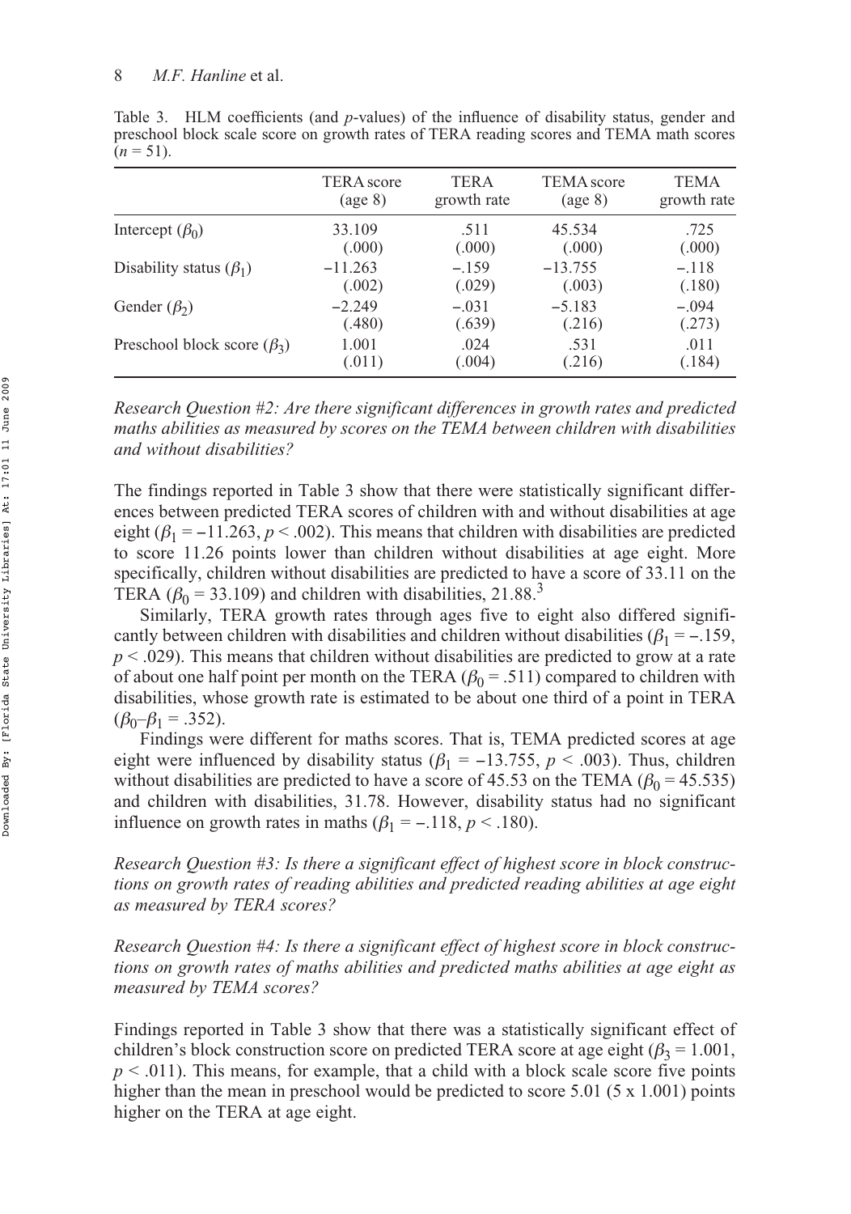Table 3. HLM coefficients (and *p*-values) of the influence of disability status, gender and preschool block scale score on growth rates of TERA reading scores and TEMA math scores ($n = 51$).

| | TERA score (age 8) | TERA growth rate | TEMA score (age 8) | TEMA growth rate |
|---|---|---|---|---|
| Intercept ($\beta_0$) | 33.109 (.000) | .511 (.000) | 45.534 (.000) | .725 (.000) |
| Disability status ($\beta_1$) | −11.263 (.002) | −.159 (.029) | −13.755 (.003) | −.118 (.180) |
| Gender ($\beta_2$) | −2.249 (.480) | −.031 (.639) | −5.183 (.216) | −.094 (.273) |
| Preschool block score ($\beta_3$) | 1.001 (.011) | .024 (.004) | .531 (.216) | .011 (.184) |

*Research Question #2: Are there significant differences in growth rates and predicted maths abilities as measured by scores on the TEMA between children with disabilities and without disabilities?*

The findings reported in Table 3 show that there were statistically significant differences between predicted TERA scores of children with and without disabilities at age eight ($\beta_1 = -11.263$, $p < .002$). This means that children with disabilities are predicted to score 11.26 points lower than children without disabilities at age eight. More specifically, children without disabilities are predicted to have a score of 33.11 on the TERA ($\beta_0 = 33.109$) and children with disabilities, 21.88.[3]

Similarly, TERA growth rates through ages five to eight also differed significantly between children with disabilities and children without disabilities ($\beta_1 = -.159$, $p < .029$). This means that children without disabilities are predicted to grow at a rate of about one half point per month on the TERA ($\beta_0 = .511$) compared to children with disabilities, whose growth rate is estimated to be about one third of a point in TERA ($\beta_0 – \beta_1 = .352$).

Findings were different for maths scores. That is, TEMA predicted scores at age eight were influenced by disability status ($\beta_1 = -13.755$, $p < .003$). Thus, children without disabilities are predicted to have a score of 45.53 on the TEMA ($\beta_0 = 45.535$) and children with disabilities, 31.78. However, disability status had no significant influence on growth rates in maths ($\beta_1 = -.118$, $p < .180$).

*Research Question #3: Is there a significant effect of highest score in block constructions on growth rates of reading abilities and predicted reading abilities at age eight as measured by TERA scores?*

*Research Question #4: Is there a significant effect of highest score in block constructions on growth rates of maths abilities and predicted maths abilities at age eight as measured by TEMA scores?*

Findings reported in Table 3 show that there was a statistically significant effect of children's block construction score on predicted TERA score at age eight ($\beta_3 = 1.001$, $p < .011$). This means, for example, that a child with a block scale score five points higher than the mean in preschool would be predicted to score 5.01 (5 x 1.001) points higher on the TERA at age eight.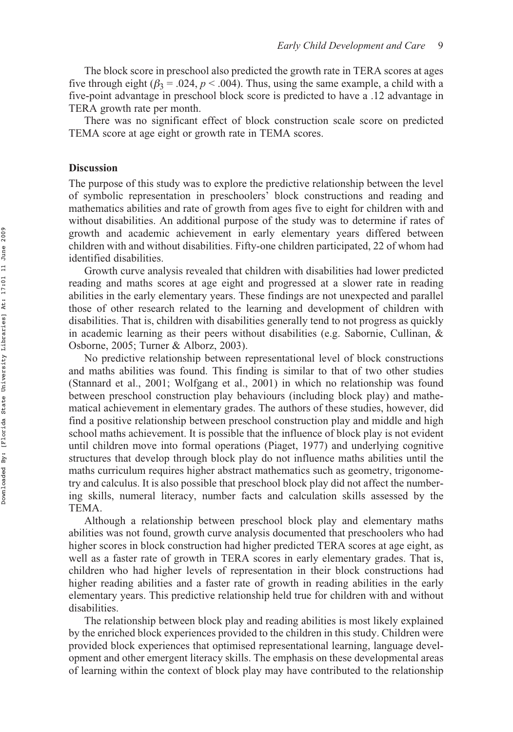The block score in preschool also predicted the growth rate in TERA scores at ages five through eight ($\beta_3 = .024$, $p < .004$). Thus, using the same example, a child with a five-point advantage in preschool block score is predicted to have a .12 advantage in TERA growth rate per month.

There was no significant effect of block construction scale score on predicted TEMA score at age eight or growth rate in TEMA scores.

## Discussion

The purpose of this study was to explore the predictive relationship between the level of symbolic representation in preschoolers' block constructions and reading and mathematics abilities and rate of growth from ages five to eight for children with and without disabilities. An additional purpose of the study was to determine if rates of growth and academic achievement in early elementary years differed between children with and without disabilities. Fifty-one children participated, 22 of whom had identified disabilities.

Growth curve analysis revealed that children with disabilities had lower predicted reading and maths scores at age eight and progressed at a slower rate in reading abilities in the early elementary years. These findings are not unexpected and parallel those of other research related to the learning and development of children with disabilities. That is, children with disabilities generally tend to not progress as quickly in academic learning as their peers without disabilities (e.g. Sabornie, Cullinan, & Osborne, 2005; Turner & Alborz, 2003).

No predictive relationship between representational level of block constructions and maths abilities was found. This finding is similar to that of two other studies (Stannard et al., 2001; Wolfgang et al., 2001) in which no relationship was found between preschool construction play behaviours (including block play) and mathematical achievement in elementary grades. The authors of these studies, however, did find a positive relationship between preschool construction play and middle and high school maths achievement. It is possible that the influence of block play is not evident until children move into formal operations (Piaget, 1977) and underlying cognitive structures that develop through block play do not influence maths abilities until the maths curriculum requires higher abstract mathematics such as geometry, trigonometry and calculus. It is also possible that preschool block play did not affect the numbering skills, numeral literacy, number facts and calculation skills assessed by the TEMA.

Although a relationship between preschool block play and elementary maths abilities was not found, growth curve analysis documented that preschoolers who had higher scores in block construction had higher predicted TERA scores at age eight, as well as a faster rate of growth in TERA scores in early elementary grades. That is, children who had higher levels of representation in their block constructions had higher reading abilities and a faster rate of growth in reading abilities in the early elementary years. This predictive relationship held true for children with and without disabilities.

The relationship between block play and reading abilities is most likely explained by the enriched block experiences provided to the children in this study. Children were provided block experiences that optimised representational learning, language development and other emergent literacy skills. The emphasis on these developmental areas of learning within the context of block play may have contributed to the relationship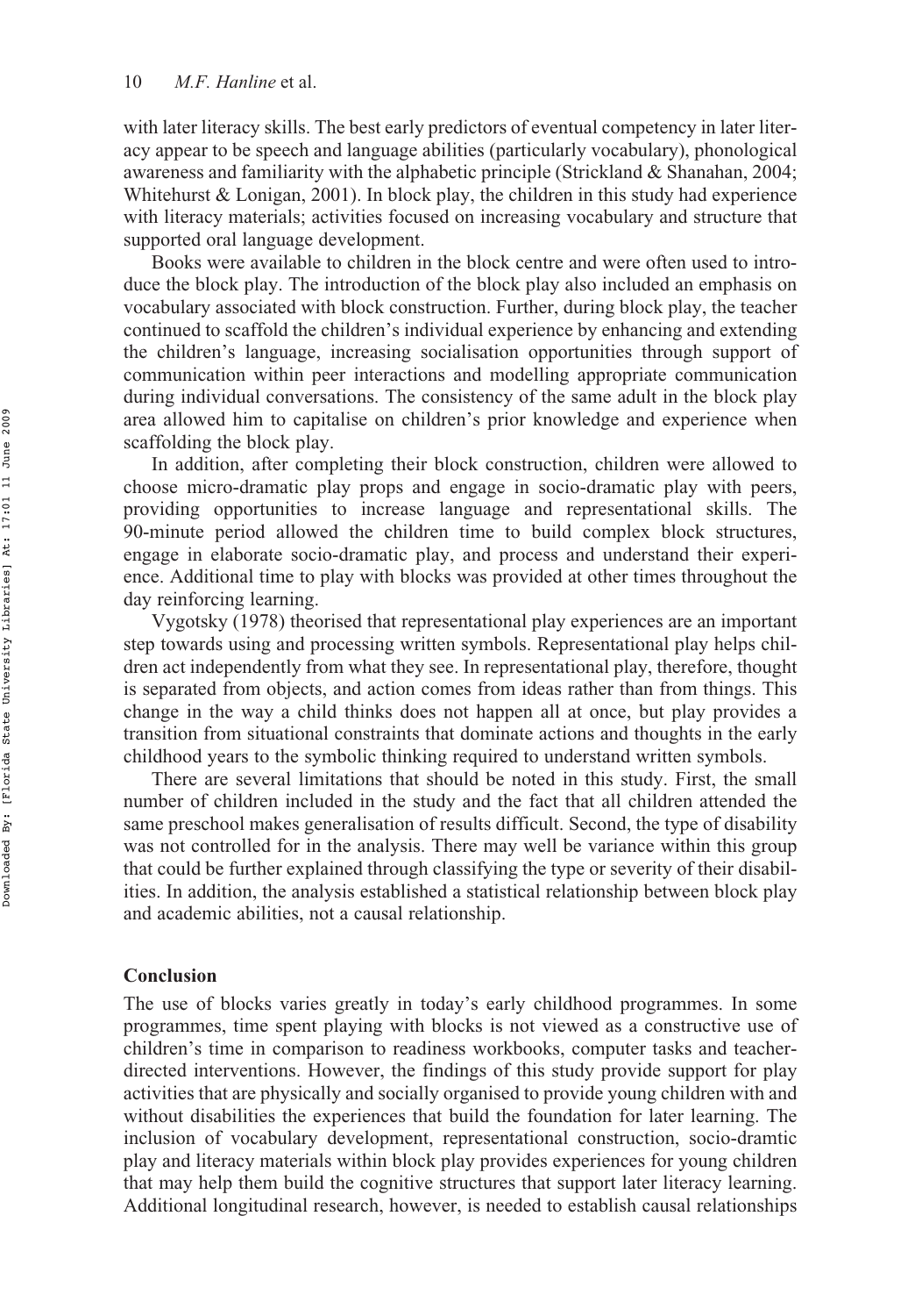with later literacy skills. The best early predictors of eventual competency in later literacy appear to be speech and language abilities (particularly vocabulary), phonological awareness and familiarity with the alphabetic principle (Strickland & Shanahan, 2004; Whitehurst & Lonigan, 2001). In block play, the children in this study had experience with literacy materials; activities focused on increasing vocabulary and structure that supported oral language development.

Books were available to children in the block centre and were often used to introduce the block play. The introduction of the block play also included an emphasis on vocabulary associated with block construction. Further, during block play, the teacher continued to scaffold the children's individual experience by enhancing and extending the children's language, increasing socialisation opportunities through support of communication within peer interactions and modelling appropriate communication during individual conversations. The consistency of the same adult in the block play area allowed him to capitalise on children's prior knowledge and experience when scaffolding the block play.

In addition, after completing their block construction, children were allowed to choose micro-dramatic play props and engage in socio-dramatic play with peers, providing opportunities to increase language and representational skills. The 90-minute period allowed the children time to build complex block structures, engage in elaborate socio-dramatic play, and process and understand their experience. Additional time to play with blocks was provided at other times throughout the day reinforcing learning.

Vygotsky (1978) theorised that representational play experiences are an important step towards using and processing written symbols. Representational play helps children act independently from what they see. In representational play, therefore, thought is separated from objects, and action comes from ideas rather than from things. This change in the way a child thinks does not happen all at once, but play provides a transition from situational constraints that dominate actions and thoughts in the early childhood years to the symbolic thinking required to understand written symbols.

There are several limitations that should be noted in this study. First, the small number of children included in the study and the fact that all children attended the same preschool makes generalisation of results difficult. Second, the type of disability was not controlled for in the analysis. There may well be variance within this group that could be further explained through classifying the type or severity of their disabilities. In addition, the analysis established a statistical relationship between block play and academic abilities, not a causal relationship.

## Conclusion

The use of blocks varies greatly in today's early childhood programmes. In some programmes, time spent playing with blocks is not viewed as a constructive use of children's time in comparison to readiness workbooks, computer tasks and teacher-directed interventions. However, the findings of this study provide support for play activities that are physically and socially organised to provide young children with and without disabilities the experiences that build the foundation for later learning. The inclusion of vocabulary development, representational construction, socio-dramtic play and literacy materials within block play provides experiences for young children that may help them build the cognitive structures that support later literacy learning. Additional longitudinal research, however, is needed to establish causal relationships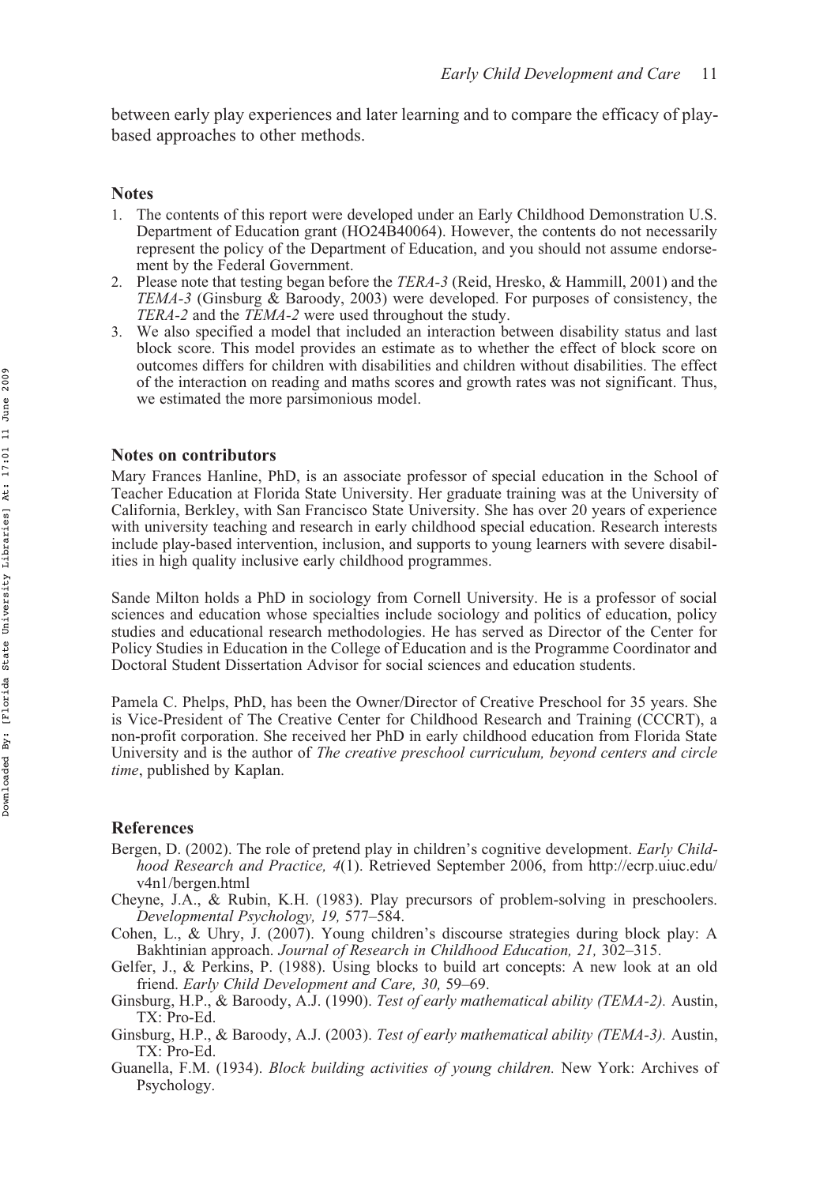between early play experiences and later learning and to compare the efficacy of play-based approaches to other methods.

## Notes

1. The contents of this report were developed under an Early Childhood Demonstration U.S. Department of Education grant (HO24B40064). However, the contents do not necessarily represent the policy of the Department of Education, and you should not assume endorsement by the Federal Government.
2. Please note that testing began before the *TERA-3* (Reid, Hresko, & Hammill, 2001) and the *TEMA-3* (Ginsburg & Baroody, 2003) were developed. For purposes of consistency, the *TERA-2* and the *TEMA-2* were used throughout the study.
3. We also specified a model that included an interaction between disability status and last block score. This model provides an estimate as to whether the effect of block score on outcomes differs for children with disabilities and children without disabilities. The effect of the interaction on reading and maths scores and growth rates was not significant. Thus, we estimated the more parsimonious model.

## Notes on contributors

Mary Frances Hanline, PhD, is an associate professor of special education in the School of Teacher Education at Florida State University. Her graduate training was at the University of California, Berkley, with San Francisco State University. She has over 20 years of experience with university teaching and research in early childhood special education. Research interests include play-based intervention, inclusion, and supports to young learners with severe disabilities in high quality inclusive early childhood programmes.

Sande Milton holds a PhD in sociology from Cornell University. He is a professor of social sciences and education whose specialties include sociology and politics of education, policy studies and educational research methodologies. He has served as Director of the Center for Policy Studies in Education in the College of Education and is the Programme Coordinator and Doctoral Student Dissertation Advisor for social sciences and education students.

Pamela C. Phelps, PhD, has been the Owner/Director of Creative Preschool for 35 years. She is Vice-President of The Creative Center for Childhood Research and Training (CCCRT), a non-profit corporation. She received her PhD in early childhood education from Florida State University and is the author of *The creative preschool curriculum, beyond centers and circle time*, published by Kaplan.

## References

Bergen, D. (2002). The role of pretend play in children's cognitive development. *Early Childhood Research and Practice, 4*(1). Retrieved September 2006, from http://ecrp.uiuc.edu/v4n1/bergen.html

Cheyne, J.A., & Rubin, K.H. (1983). Play precursors of problem-solving in preschoolers. *Developmental Psychology, 19,* 577–584.

Cohen, L., & Uhry, J. (2007). Young children's discourse strategies during block play: A Bakhtinian approach. *Journal of Research in Childhood Education, 21,* 302–315.

Gelfer, J., & Perkins, P. (1988). Using blocks to build art concepts: A new look at an old friend. *Early Child Development and Care, 30,* 59–69.

Ginsburg, H.P., & Baroody, A.J. (1990). *Test of early mathematical ability (TEMA-2).* Austin, TX: Pro-Ed.

Ginsburg, H.P., & Baroody, A.J. (2003). *Test of early mathematical ability (TEMA-3).* Austin, TX: Pro-Ed.

Guanella, F.M. (1934). *Block building activities of young children.* New York: Archives of Psychology.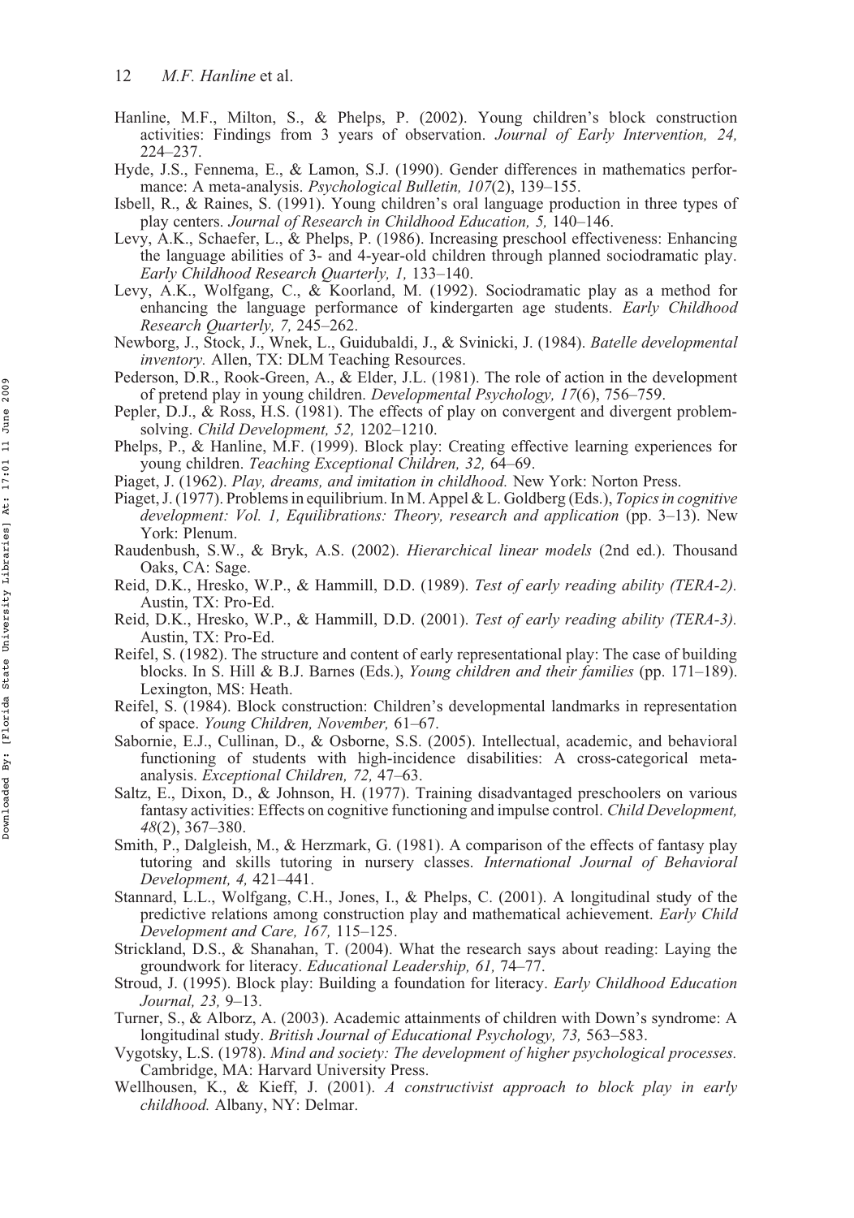Hanline, M.F., Milton, S., & Phelps, P. (2002). Young children's block construction activities: Findings from 3 years of observation. *Journal of Early Intervention, 24,* 224–237.

Hyde, J.S., Fennema, E., & Lamon, S.J. (1990). Gender differences in mathematics performance: A meta-analysis. *Psychological Bulletin, 107*(2), 139–155.

Isbell, R., & Raines, S. (1991). Young children's oral language production in three types of play centers. *Journal of Research in Childhood Education, 5,* 140–146.

Levy, A.K., Schaefer, L., & Phelps, P. (1986). Increasing preschool effectiveness: Enhancing the language abilities of 3- and 4-year-old children through planned sociodramatic play. *Early Childhood Research Quarterly, 1,* 133–140.

Levy, A.K., Wolfgang, C., & Koorland, M. (1992). Sociodramatic play as a method for enhancing the language performance of kindergarten age students. *Early Childhood Research Quarterly, 7,* 245–262.

Newborg, J., Stock, J., Wnek, L., Guidubaldi, J., & Svinicki, J. (1984). *Batelle developmental inventory.* Allen, TX: DLM Teaching Resources.

Pederson, D.R., Rook-Green, A., & Elder, J.L. (1981). The role of action in the development of pretend play in young children. *Developmental Psychology, 17*(6), 756–759.

Pepler, D.J., & Ross, H.S. (1981). The effects of play on convergent and divergent problem-solving. *Child Development, 52,* 1202–1210.

Phelps, P., & Hanline, M.F. (1999). Block play: Creating effective learning experiences for young children. *Teaching Exceptional Children, 32,* 64–69.

Piaget, J. (1962). *Play, dreams, and imitation in childhood.* New York: Norton Press.

Piaget, J. (1977). Problems in equilibrium. In M. Appel & L. Goldberg (Eds.), *Topics in cognitive development: Vol. 1, Equilibrations: Theory, research and application* (pp. 3–13). New York: Plenum.

Raudenbush, S.W., & Bryk, A.S. (2002). *Hierarchical linear models* (2nd ed.). Thousand Oaks, CA: Sage.

Reid, D.K., Hresko, W.P., & Hammill, D.D. (1989). *Test of early reading ability (TERA-2).* Austin, TX: Pro-Ed.

Reid, D.K., Hresko, W.P., & Hammill, D.D. (2001). *Test of early reading ability (TERA-3).* Austin, TX: Pro-Ed.

Reifel, S. (1982). The structure and content of early representational play: The case of building blocks. In S. Hill & B.J. Barnes (Eds.), *Young children and their families* (pp. 171–189). Lexington, MS: Heath.

Reifel, S. (1984). Block construction: Children's developmental landmarks in representation of space. *Young Children, November,* 61–67.

Sabornie, E.J., Cullinan, D., & Osborne, S.S. (2005). Intellectual, academic, and behavioral functioning of students with high-incidence disabilities: A cross-categorical meta-analysis. *Exceptional Children, 72,* 47–63.

Saltz, E., Dixon, D., & Johnson, H. (1977). Training disadvantaged preschoolers on various fantasy activities: Effects on cognitive functioning and impulse control. *Child Development, 48*(2), 367–380.

Smith, P., Dalgleish, M., & Herzmark, G. (1981). A comparison of the effects of fantasy play tutoring and skills tutoring in nursery classes. *International Journal of Behavioral Development, 4,* 421–441.

Stannard, L.L., Wolfgang, C.H., Jones, I., & Phelps, C. (2001). A longitudinal study of the predictive relations among construction play and mathematical achievement. *Early Child Development and Care, 167,* 115–125.

Strickland, D.S., & Shanahan, T. (2004). What the research says about reading: Laying the groundwork for literacy. *Educational Leadership, 61,* 74–77.

Stroud, J. (1995). Block play: Building a foundation for literacy. *Early Childhood Education Journal, 23,* 9–13.

Turner, S., & Alborz, A. (2003). Academic attainments of children with Down's syndrome: A longitudinal study. *British Journal of Educational Psychology, 73,* 563–583.

Vygotsky, L.S. (1978). *Mind and society: The development of higher psychological processes.* Cambridge, MA: Harvard University Press.

Wellhousen, K., & Kieff, J. (2001). *A constructivist approach to block play in early childhood.* Albany, NY: Delmar.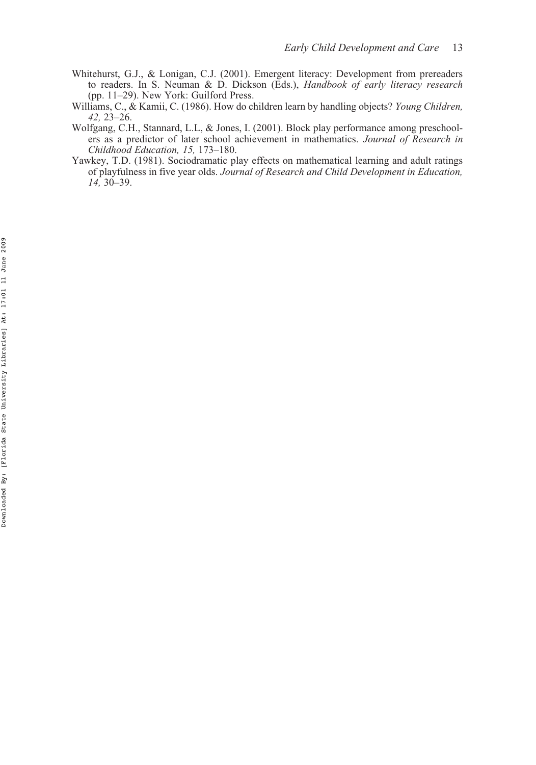Whitehurst, G.J., & Lonigan, C.J. (2001). Emergent literacy: Development from prereaders to readers. In S. Neuman & D. Dickson (Eds.), *Handbook of early literacy research* (pp. 11–29). New York: Guilford Press.

Williams, C., & Kamii, C. (1986). How do children learn by handling objects? *Young Children, 42,* 23–26.

Wolfgang, C.H., Stannard, L.L, & Jones, I. (2001). Block play performance among preschoolers as a predictor of later school achievement in mathematics. *Journal of Research in Childhood Education, 15,* 173–180.

Yawkey, T.D. (1981). Sociodramatic play effects on mathematical learning and adult ratings of playfulness in five year olds. *Journal of Research and Child Development in Education, 14,* 30–39.